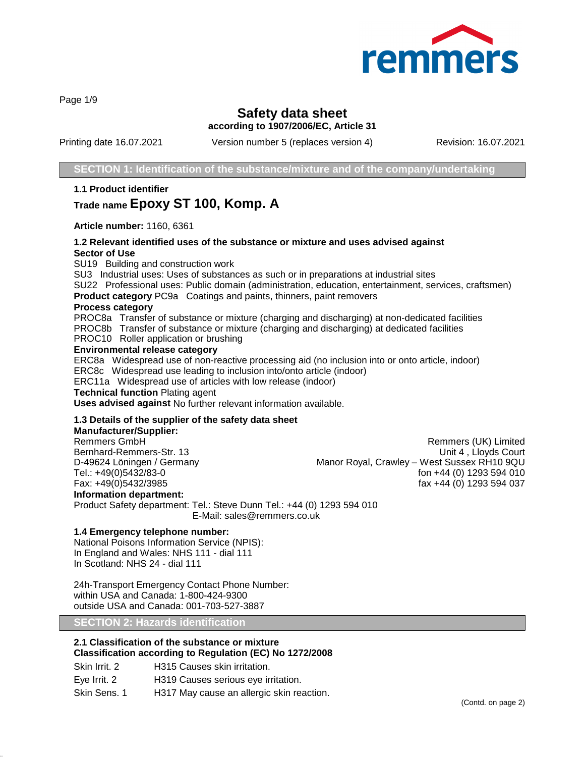# Safety data sheet

**according to 1907/2006/EC, Article 31**

Printing date 16.07.2021 Version number 5 (replaces version 4) Revision: 16.07.2021

## SECTION 1: Identification of the substance/mixture and of the company/undertaking

### 1.1 Product identifier

**Trade name Epoxy ST 100, Komp. A**

**Article number:** 1160, 6361

### 1.2 Relevant identified uses of the substance or mixture and uses advised against

**Sector of Use**

SU19 Building and construction work
SU3 Industrial uses: Uses of substances as such or in preparations at industrial sites
SU22 Professional uses: Public domain (administration, education, entertainment, services, craftsmen)

**Product category** PC9a Coatings and paints, thinners, paint removers

**Process category**

PROC8a Transfer of substance or mixture (charging and discharging) at non-dedicated facilities
PROC8b Transfer of substance or mixture (charging and discharging) at dedicated facilities
PROC10 Roller application or brushing

**Environmental release category**

ERC8a Widespread use of non-reactive processing aid (no inclusion into or onto article, indoor)
ERC8c Widespread use leading to inclusion into/onto article (indoor)
ERC11a Widespread use of articles with low release (indoor)

**Technical function** Plating agent

**Uses advised against** No further relevant information available.

### 1.3 Details of the supplier of the safety data sheet

**Manufacturer/Supplier:**

Remmers GmbH
Bernhard-Remmers-Str. 13
D-49624 Löningen / Germany
Tel.: +49(0)5432/83-0
Fax: +49(0)5432/3985

Remmers (UK) Limited
Unit 4 , Lloyds Court
Manor Royal, Crawley – West Sussex RH10 9QU
fon +44 (0) 1293 594 010
fax +44 (0) 1293 594 037

**Information department:**

Product Safety department: Tel.: Steve Dunn Tel.: +44 (0) 1293 594 010
E-Mail: sales@remmers.co.uk

### 1.4 Emergency telephone number:

National Poisons Information Service (NPIS):
In England and Wales: NHS 111 - dial 111
In Scotland: NHS 24 - dial 111

24h-Transport Emergency Contact Phone Number:
within USA and Canada: 1-800-424-9300
outside USA and Canada: 001-703-527-3887

## SECTION 2: Hazards identification

### 2.1 Classification of the substance or mixture

**Classification according to Regulation (EC) No 1272/2008**

Skin Irrit. 2 H315 Causes skin irritation.
Eye Irrit. 2 H319 Causes serious eye irritation.
Skin Sens. 1 H317 May cause an allergic skin reaction.

(Contd. on page 2)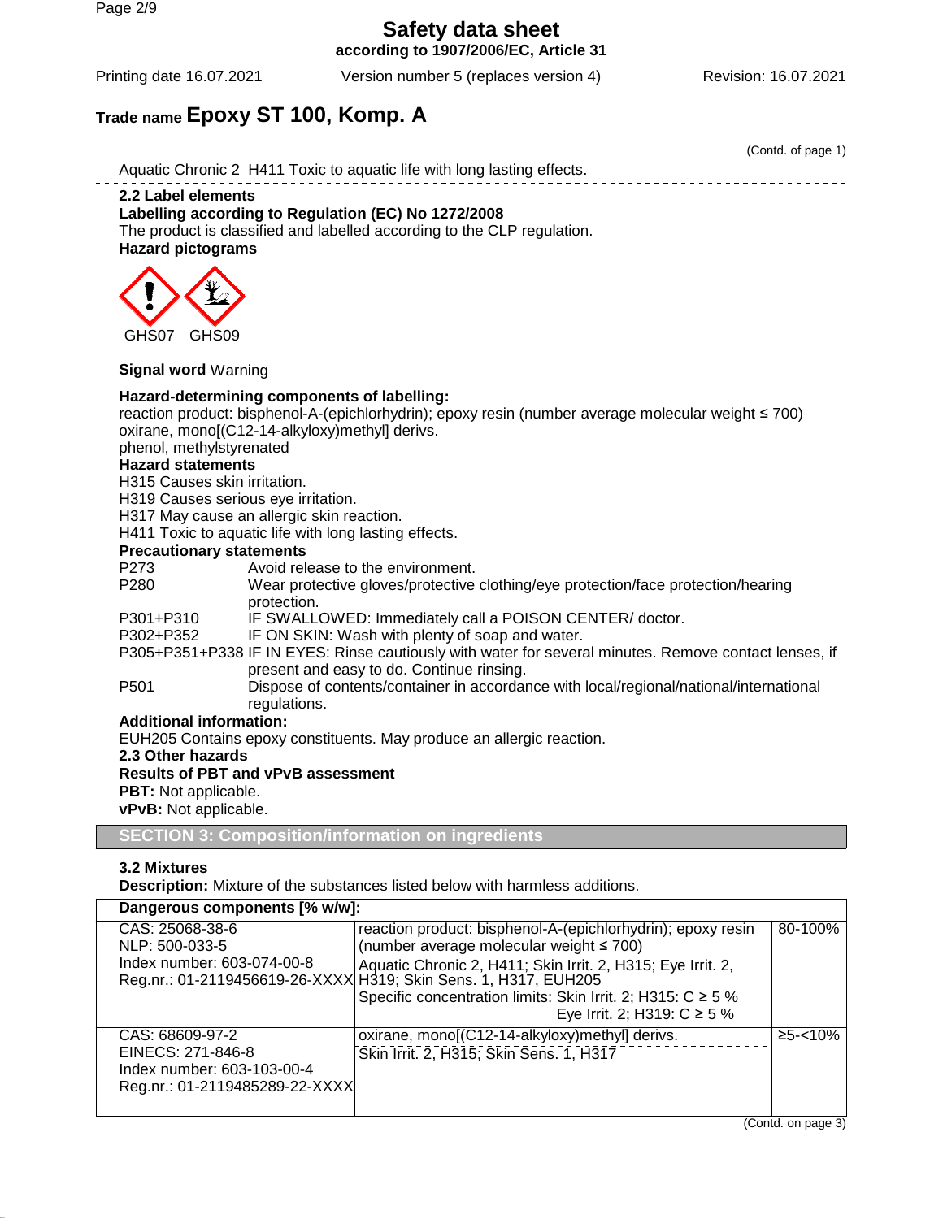# Safety data sheet

**according to 1907/2006/EC, Article 31**

Printing date 16.07.2021 Version number 5 (replaces version 4) Revision: 16.07.2021

## Trade name **Epoxy ST 100, Komp. A**

(Contd. of page 1)

Aquatic Chronic 2 H411 Toxic to aquatic life with long lasting effects.

**2.2 Label elements**

**Labelling according to Regulation (EC) No 1272/2008**

The product is classified and labelled according to the CLP regulation.

**Hazard pictograms**

GHS07 GHS09

**Signal word** Warning

**Hazard-determining components of labelling:**

reaction product: bisphenol-A-(epichlorhydrin); epoxy resin (number average molecular weight ≤ 700)
oxirane, mono[(C12-14-alkyloxy)methyl] derivs.
phenol, methylstyrenated

**Hazard statements**

H315 Causes skin irritation.
H319 Causes serious eye irritation.
H317 May cause an allergic skin reaction.
H411 Toxic to aquatic life with long lasting effects.

**Precautionary statements**

P273 Avoid release to the environment.
P280 Wear protective gloves/protective clothing/eye protection/face protection/hearing protection.
P301+P310 IF SWALLOWED: Immediately call a POISON CENTER/ doctor.
P302+P352 IF ON SKIN: Wash with plenty of soap and water.
P305+P351+P338 IF IN EYES: Rinse cautiously with water for several minutes. Remove contact lenses, if present and easy to do. Continue rinsing.
P501 Dispose of contents/container in accordance with local/regional/national/international regulations.

**Additional information:**

EUH205 Contains epoxy constituents. May produce an allergic reaction.

**2.3 Other hazards**

**Results of PBT and vPvB assessment**

**PBT:** Not applicable.

**vPvB:** Not applicable.

## SECTION 3: Composition/information on ingredients

**3.2 Mixtures**

**Description:** Mixture of the substances listed below with harmless additions.

| **Dangerous components [% w/w]:** | | |
|---|---|---|
| CAS: 25068-38-6<br>NLP: 500-033-5<br>Index number: 603-074-00-8<br>Reg.nr.: 01-2119456619-26-XXXX | reaction product: bisphenol-A-(epichlorhydrin); epoxy resin (number average molecular weight ≤ 700)<br>Aquatic Chronic 2, H411; Skin Irrit. 2, H315; Eye Irrit. 2, H319; Skin Sens. 1, H317, EUH205<br>Specific concentration limits: Skin Irrit. 2; H315: C ≥ 5 %<br>Eye Irrit. 2; H319: C ≥ 5 % | 80-100% |
| CAS: 68609-97-2<br>EINECS: 271-846-8<br>Index number: 603-103-00-4<br>Reg.nr.: 01-2119485289-22-XXXX | oxirane, mono[(C12-14-alkyloxy)methyl] derivs.<br>Skin Irrit. 2, H315; Skin Sens. 1, H317 | ≥5-<10% |

(Contd. on page 3)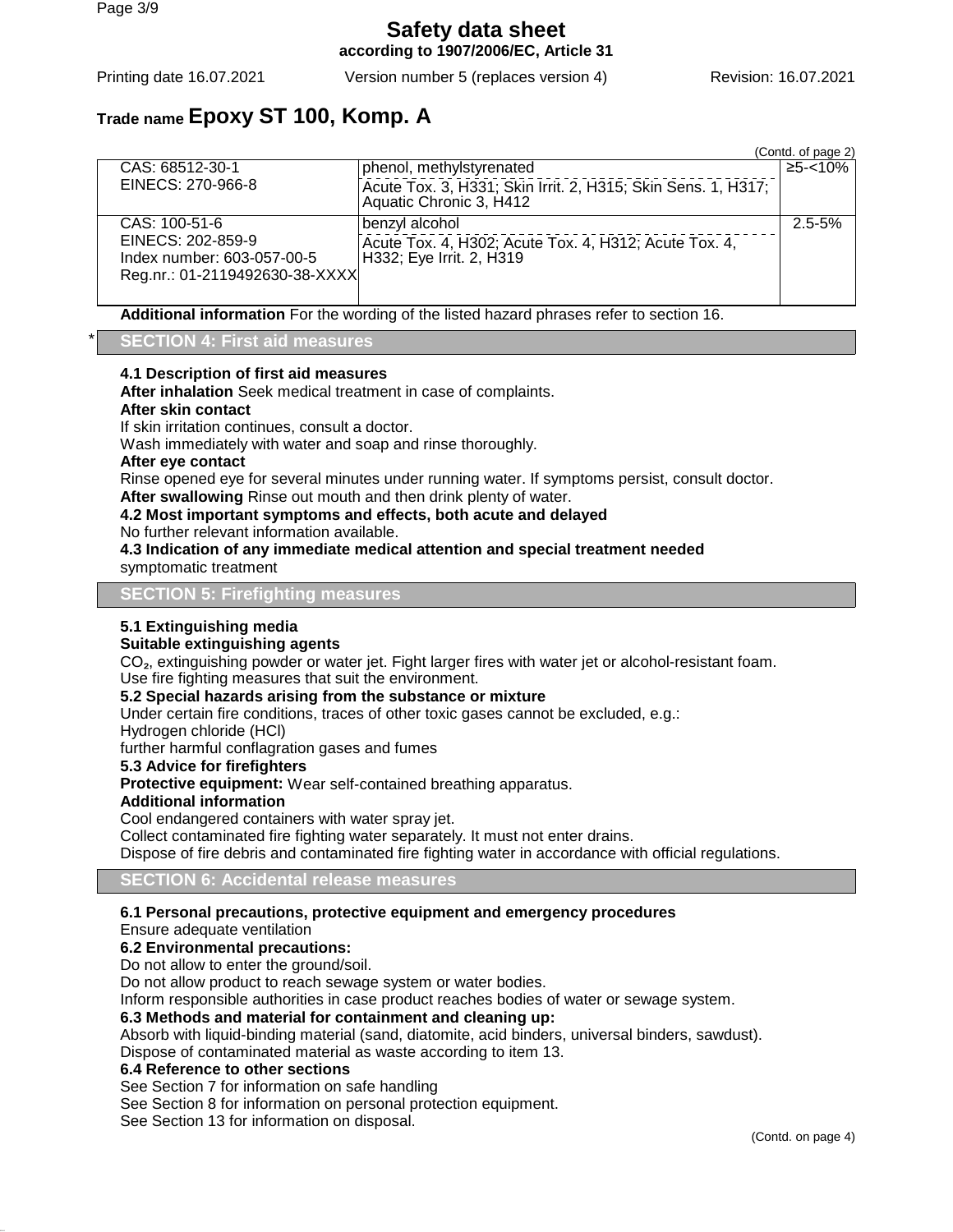# Safety data sheet

**according to 1907/2006/EC, Article 31**

Printing date 16.07.2021 | Version number 5 (replaces version 4) | Revision: 16.07.2021

**Trade name Epoxy ST 100, Komp. A**

(Contd. of page 2)

| | | |
|---|---|---|
| CAS: 68512-30-1<br>EINECS: 270-966-8 | phenol, methylstyrenated<br>Acute Tox. 3, H331; Skin Irrit. 2, H315; Skin Sens. 1, H317; Aquatic Chronic 3, H412 | ≥5-<10% |
| CAS: 100-51-6<br>EINECS: 202-859-9<br>Index number: 603-057-00-5<br>Reg.nr.: 01-2119492630-38-XXXX | benzyl alcohol<br>Acute Tox. 4, H302; Acute Tox. 4, H312; Acute Tox. 4, H332; Eye Irrit. 2, H319 | 2.5-5% |

**Additional information** For the wording of the listed hazard phrases refer to section 16.

## * SECTION 4: First aid measures

**4.1 Description of first aid measures**

**After inhalation** Seek medical treatment in case of complaints.

**After skin contact**

If skin irritation continues, consult a doctor.

Wash immediately with water and soap and rinse thoroughly.

**After eye contact**

Rinse opened eye for several minutes under running water. If symptoms persist, consult doctor.

**After swallowing** Rinse out mouth and then drink plenty of water.

**4.2 Most important symptoms and effects, both acute and delayed**

No further relevant information available.

**4.3 Indication of any immediate medical attention and special treatment needed**

symptomatic treatment

## SECTION 5: Firefighting measures

**5.1 Extinguishing media**

**Suitable extinguishing agents**

$CO_2$, extinguishing powder or water jet. Fight larger fires with water jet or alcohol-resistant foam.

Use fire fighting measures that suit the environment.

**5.2 Special hazards arising from the substance or mixture**

Under certain fire conditions, traces of other toxic gases cannot be excluded, e.g.:

Hydrogen chloride (HCl)

further harmful conflagration gases and fumes

**5.3 Advice for firefighters**

**Protective equipment:** Wear self-contained breathing apparatus.

**Additional information**

Cool endangered containers with water spray jet.

Collect contaminated fire fighting water separately. It must not enter drains.

Dispose of fire debris and contaminated fire fighting water in accordance with official regulations.

## SECTION 6: Accidental release measures

**6.1 Personal precautions, protective equipment and emergency procedures**

Ensure adequate ventilation

**6.2 Environmental precautions:**

Do not allow to enter the ground/soil.

Do not allow product to reach sewage system or water bodies.

Inform responsible authorities in case product reaches bodies of water or sewage system.

**6.3 Methods and material for containment and cleaning up:**

Absorb with liquid-binding material (sand, diatomite, acid binders, universal binders, sawdust).

Dispose of contaminated material as waste according to item 13.

**6.4 Reference to other sections**

See Section 7 for information on safe handling

See Section 8 for information on personal protection equipment.

See Section 13 for information on disposal.

(Contd. on page 4)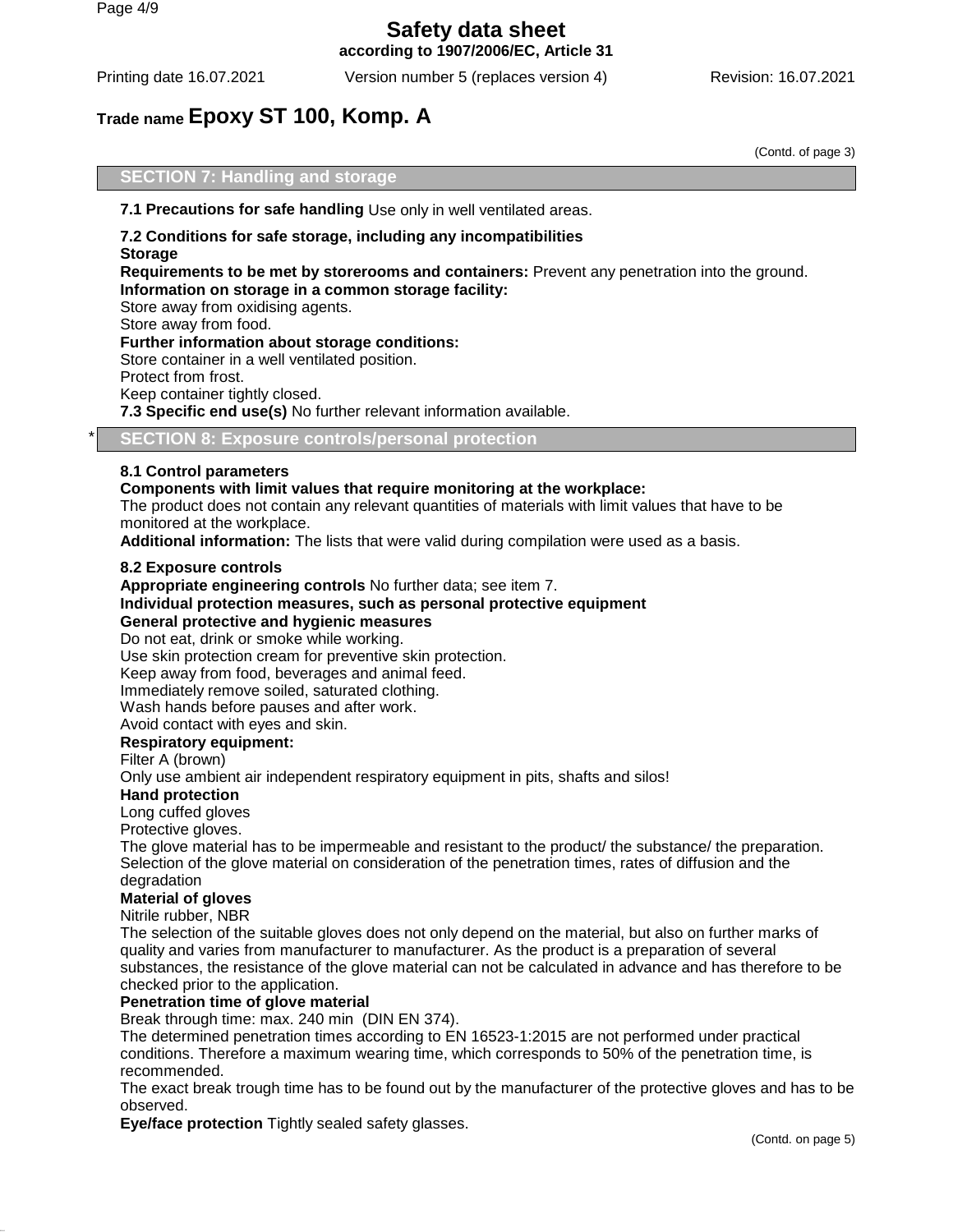# Safety data sheet
**according to 1907/2006/EC, Article 31**

Printing date 16.07.2021 Version number 5 (replaces version 4) Revision: 16.07.2021

## Trade name **Epoxy ST 100, Komp. A**

(Contd. of page 3)

## SECTION 7: Handling and storage

**7.1 Precautions for safe handling** Use only in well ventilated areas.

**7.2 Conditions for safe storage, including any incompatibilities**
**Storage**
**Requirements to be met by storerooms and containers:** Prevent any penetration into the ground.
**Information on storage in a common storage facility:**
Store away from oxidising agents.
Store away from food.
**Further information about storage conditions:**
Store container in a well ventilated position.
Protect from frost.
Keep container tightly closed.
**7.3 Specific end use(s)** No further relevant information available.

## * SECTION 8: Exposure controls/personal protection

**8.1 Control parameters**
**Components with limit values that require monitoring at the workplace:**
The product does not contain any relevant quantities of materials with limit values that have to be monitored at the workplace.
**Additional information:** The lists that were valid during compilation were used as a basis.

**8.2 Exposure controls**
**Appropriate engineering controls** No further data; see item 7.
**Individual protection measures, such as personal protective equipment**
**General protective and hygienic measures**
Do not eat, drink or smoke while working.
Use skin protection cream for preventive skin protection.
Keep away from food, beverages and animal feed.
Immediately remove soiled, saturated clothing.
Wash hands before pauses and after work.
Avoid contact with eyes and skin.
**Respiratory equipment:**
Filter A (brown)
Only use ambient air independent respiratory equipment in pits, shafts and silos!
**Hand protection**
Long cuffed gloves
Protective gloves.
The glove material has to be impermeable and resistant to the product/ the substance/ the preparation.
Selection of the glove material on consideration of the penetration times, rates of diffusion and the degradation
**Material of gloves**
Nitrile rubber, NBR
The selection of the suitable gloves does not only depend on the material, but also on further marks of quality and varies from manufacturer to manufacturer. As the product is a preparation of several substances, the resistance of the glove material can not be calculated in advance and has therefore to be checked prior to the application.
**Penetration time of glove material**
Break through time: max. 240 min (DIN EN 374).
The determined penetration times according to EN 16523-1:2015 are not performed under practical conditions. Therefore a maximum wearing time, which corresponds to 50% of the penetration time, is recommended.
The exact break trough time has to be found out by the manufacturer of the protective gloves and has to be observed.
**Eye/face protection** Tightly sealed safety glasses.

(Contd. on page 5)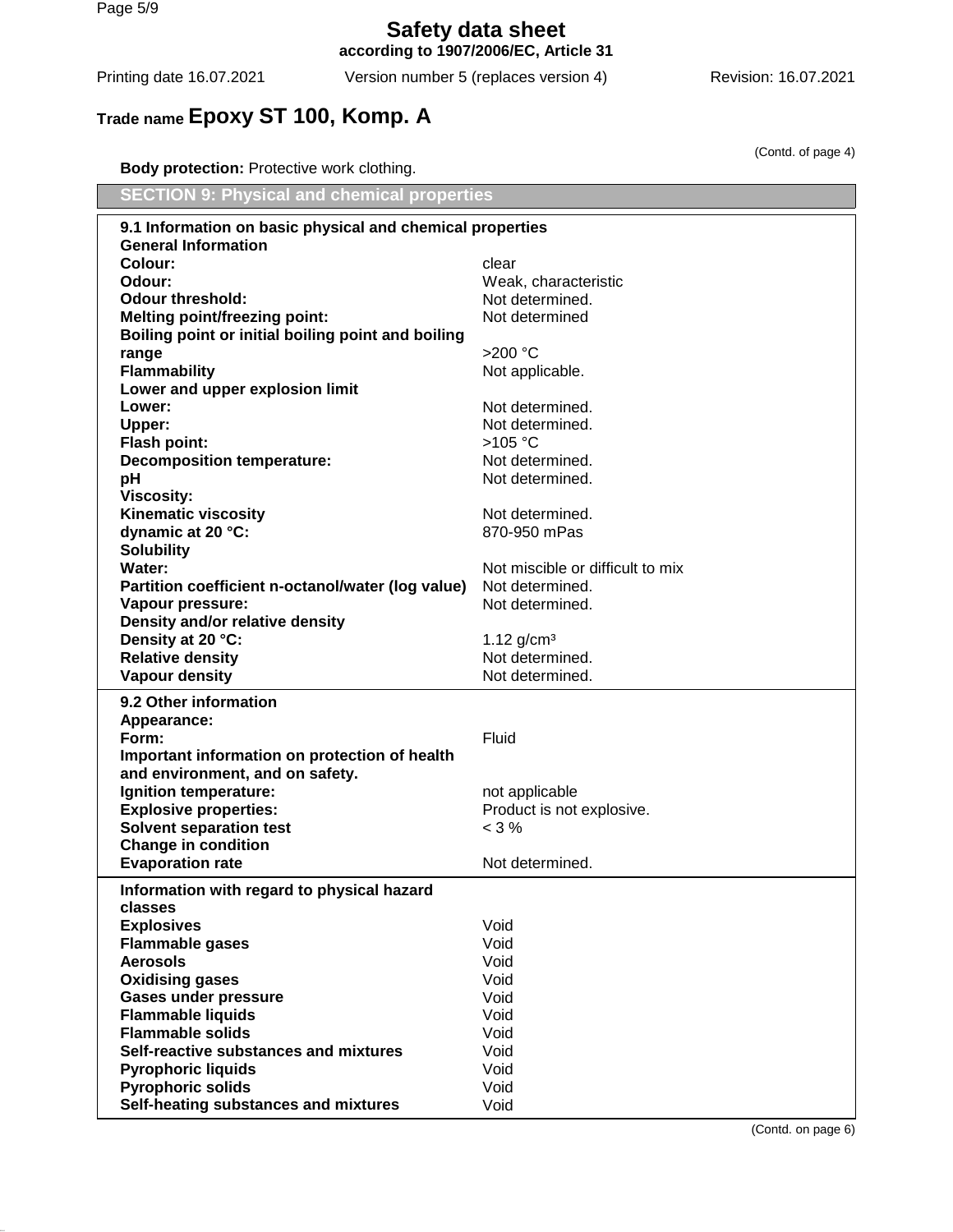# Safety data sheet

**according to 1907/2006/EC, Article 31**

Printing date 16.07.2021 Version number 5 (replaces version 4) Revision: 16.07.2021

## Trade name Epoxy ST 100, Komp. A

(Contd. of page 4)

**Body protection:** Protective work clothing.

## SECTION 9: Physical and chemical properties

**9.1 Information on basic physical and chemical properties**

| | |
|---|---|
| **General Information** | |
| **Colour:** | clear |
| **Odour:** | Weak, characteristic |
| **Odour threshold:** | Not determined. |
| **Melting point/freezing point:** | Not determined |
| **Boiling point or initial boiling point and boiling range** | >200 °C |
| **Flammability** | Not applicable. |
| **Lower and upper explosion limit** | |
| **Lower:** | Not determined. |
| **Upper:** | Not determined. |
| **Flash point:** | >105 °C |
| **Decomposition temperature:** | Not determined. |
| **pH** | Not determined. |
| **Viscosity:** | |
| **Kinematic viscosity** | Not determined. |
| **dynamic at 20 °C:** | 870-950 mPas |
| **Solubility** | |
| **Water:** | Not miscible or difficult to mix |
| **Partition coefficient n-octanol/water (log value)** | Not determined. |
| **Vapour pressure:** | Not determined. |
| **Density and/or relative density** | |
| **Density at 20 °C:** | 1.12 g/cm³ |
| **Relative density** | Not determined. |
| **Vapour density** | Not determined. |

**9.2 Other information**

| | |
|---|---|
| **Appearance:** | |
| **Form:** | Fluid |
| **Important information on protection of health and environment, and on safety.** | |
| **Ignition temperature:** | not applicable |
| **Explosive properties:** | Product is not explosive. |
| **Solvent separation test** | < 3 % |
| **Change in condition** | |
| **Evaporation rate** | Not determined. |

**Information with regard to physical hazard classes**

| | |
|---|---|
| **Explosives** | Void |
| **Flammable gases** | Void |
| **Aerosols** | Void |
| **Oxidising gases** | Void |
| **Gases under pressure** | Void |
| **Flammable liquids** | Void |
| **Flammable solids** | Void |
| **Self-reactive substances and mixtures** | Void |
| **Pyrophoric liquids** | Void |
| **Pyrophoric solids** | Void |
| **Self-heating substances and mixtures** | Void |

(Contd. on page 6)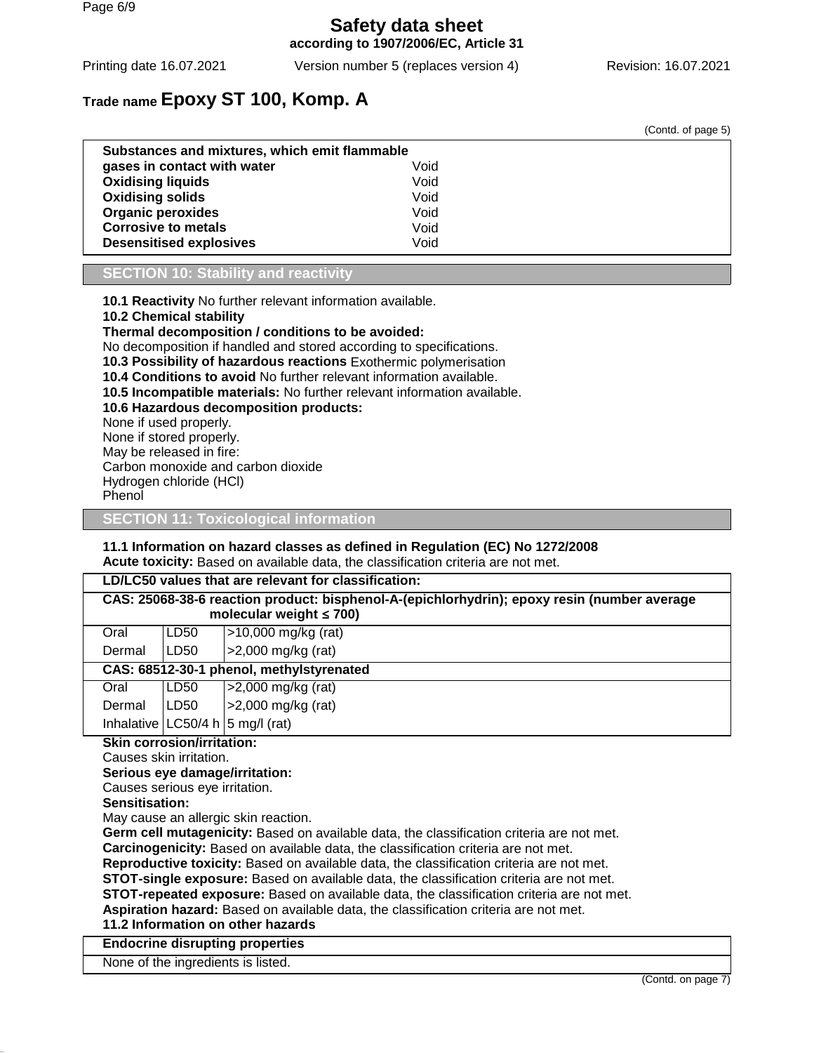**Safety data sheet**
**according to 1907/2006/EC, Article 31**

Printing date 16.07.2021 Version number 5 (replaces version 4) Revision: 16.07.2021

**Trade name Epoxy ST 100, Komp. A**

(Contd. of page 5)

| | |
|---|---|
| **Substances and mixtures, which emit flammable gases in contact with water** | Void |
| **Oxidising liquids** | Void |
| **Oxidising solids** | Void |
| **Organic peroxides** | Void |
| **Corrosive to metals** | Void |
| **Desensitised explosives** | Void |

## SECTION 10: Stability and reactivity

**10.1 Reactivity** No further relevant information available.
**10.2 Chemical stability**
**Thermal decomposition / conditions to be avoided:**
No decomposition if handled and stored according to specifications.
**10.3 Possibility of hazardous reactions** Exothermic polymerisation
**10.4 Conditions to avoid** No further relevant information available.
**10.5 Incompatible materials:** No further relevant information available.
**10.6 Hazardous decomposition products:**
None if used properly.
None if stored properly.
May be released in fire:
Carbon monoxide and carbon dioxide
Hydrogen chloride (HCl)
Phenol

## SECTION 11: Toxicological information

**11.1 Information on hazard classes as defined in Regulation (EC) No 1272/2008**
**Acute toxicity:** Based on available data, the classification criteria are not met.

| **LD/LC50 values that are relevant for classification:** | | |
|---|---|---|
| **CAS: 25068-38-6 reaction product: bisphenol-A-(epichlorhydrin); epoxy resin (number average molecular weight ≤ 700)** | | |
| Oral | LD50 | >10,000 mg/kg (rat) |
| Dermal | LD50 | >2,000 mg/kg (rat) |
| **CAS: 68512-30-1 phenol, methylstyrenated** | | |
| Oral | LD50 | >2,000 mg/kg (rat) |
| Dermal | LD50 | >2,000 mg/kg (rat) |
| Inhalative | LC50/4 h | 5 mg/l (rat) |

**Skin corrosion/irritation:**
Causes skin irritation.
**Serious eye damage/irritation:**
Causes serious eye irritation.
**Sensitisation:**
May cause an allergic skin reaction.
**Germ cell mutagenicity:** Based on available data, the classification criteria are not met.
**Carcinogenicity:** Based on available data, the classification criteria are not met.
**Reproductive toxicity:** Based on available data, the classification criteria are not met.
**STOT-single exposure:** Based on available data, the classification criteria are not met.
**STOT-repeated exposure:** Based on available data, the classification criteria are not met.
**Aspiration hazard:** Based on available data, the classification criteria are not met.
**11.2 Information on other hazards**

| **Endocrine disrupting properties** |
|---|
| None of the ingredients is listed. |

(Contd. on page 7)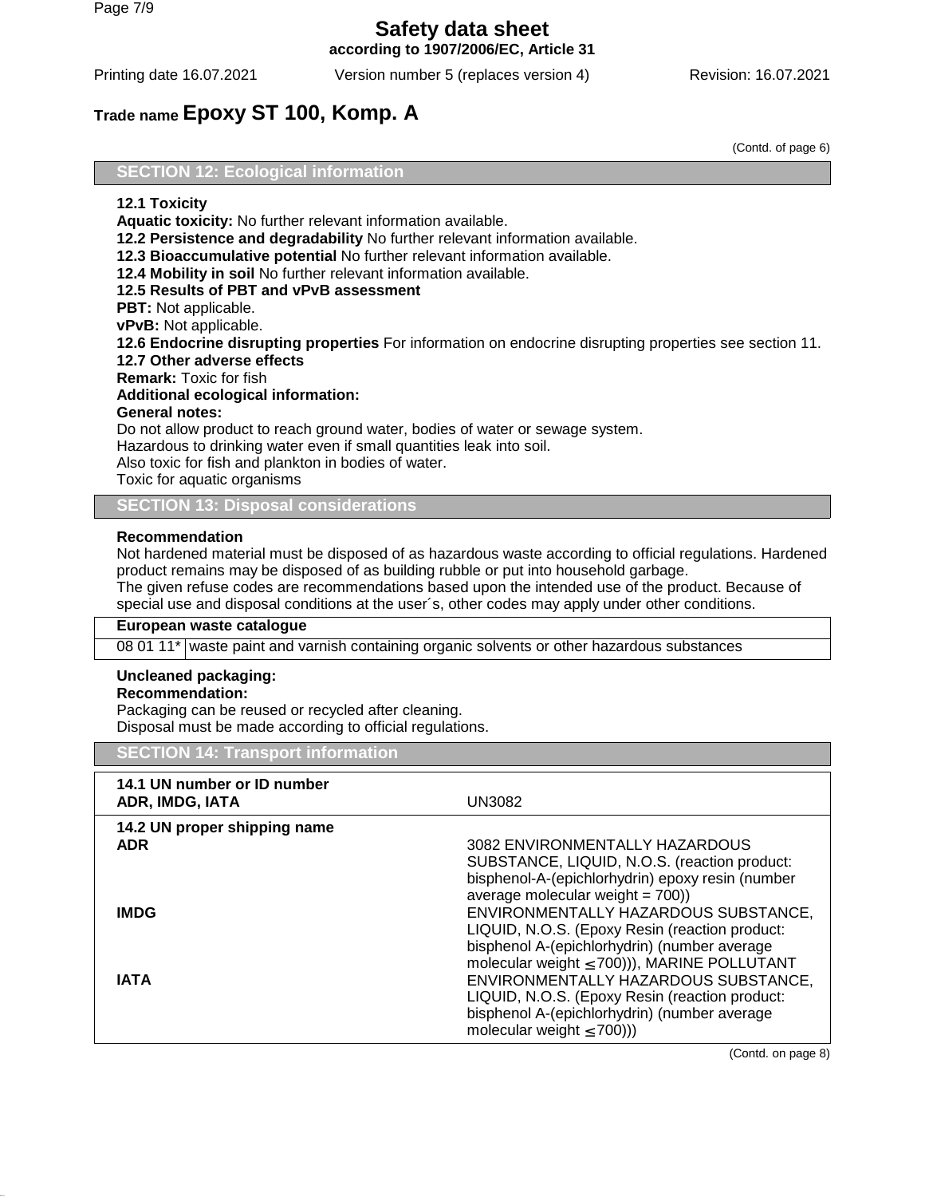(Contd. of page 6)

## SECTION 12: Ecological information

**12.1 Toxicity**
**Aquatic toxicity:** No further relevant information available.
**12.2 Persistence and degradability** No further relevant information available.
**12.3 Bioaccumulative potential** No further relevant information available.
**12.4 Mobility in soil** No further relevant information available.
**12.5 Results of PBT and vPvB assessment**
**PBT:** Not applicable.
**vPvB:** Not applicable.
**12.6 Endocrine disrupting properties** For information on endocrine disrupting properties see section 11.
**12.7 Other adverse effects**
**Remark:** Toxic for fish
**Additional ecological information:**
**General notes:**
Do not allow product to reach ground water, bodies of water or sewage system.
Hazardous to drinking water even if small quantities leak into soil.
Also toxic for fish and plankton in bodies of water.
Toxic for aquatic organisms

## SECTION 13: Disposal considerations

**Recommendation**
Not hardened material must be disposed of as hazardous waste according to official regulations. Hardened product remains may be disposed of as building rubble or put into household garbage.
The given refuse codes are recommendations based upon the intended use of the product. Because of special use and disposal conditions at the user´s, other codes may apply under other conditions.

| **European waste catalogue** | |
|---|---|
| 08 01 11* | waste paint and varnish containing organic solvents or other hazardous substances |

**Uncleaned packaging:**
**Recommendation:**
Packaging can be reused or recycled after cleaning.
Disposal must be made according to official regulations.

## SECTION 14: Transport information

| | |
|---|---|
| **14.1 UN number or ID number** **ADR, IMDG, IATA** | UN3082 |
| **14.2 UN proper shipping name** | |
| **ADR** | 3082 ENVIRONMENTALLY HAZARDOUS SUBSTANCE, LIQUID, N.O.S. (reaction product: bisphenol-A-(epichlorhydrin) epoxy resin (number average molecular weight = 700)) |
| **IMDG** | ENVIRONMENTALLY HAZARDOUS SUBSTANCE, LIQUID, N.O.S. (Epoxy Resin (reaction product: bisphenol A-(epichlorhydrin) (number average molecular weight ≤700))), MARINE POLLUTANT |
| **IATA** | ENVIRONMENTALLY HAZARDOUS SUBSTANCE, LIQUID, N.O.S. (Epoxy Resin (reaction product: bisphenol A-(epichlorhydrin) (number average molecular weight ≤700))) |

(Contd. on page 8)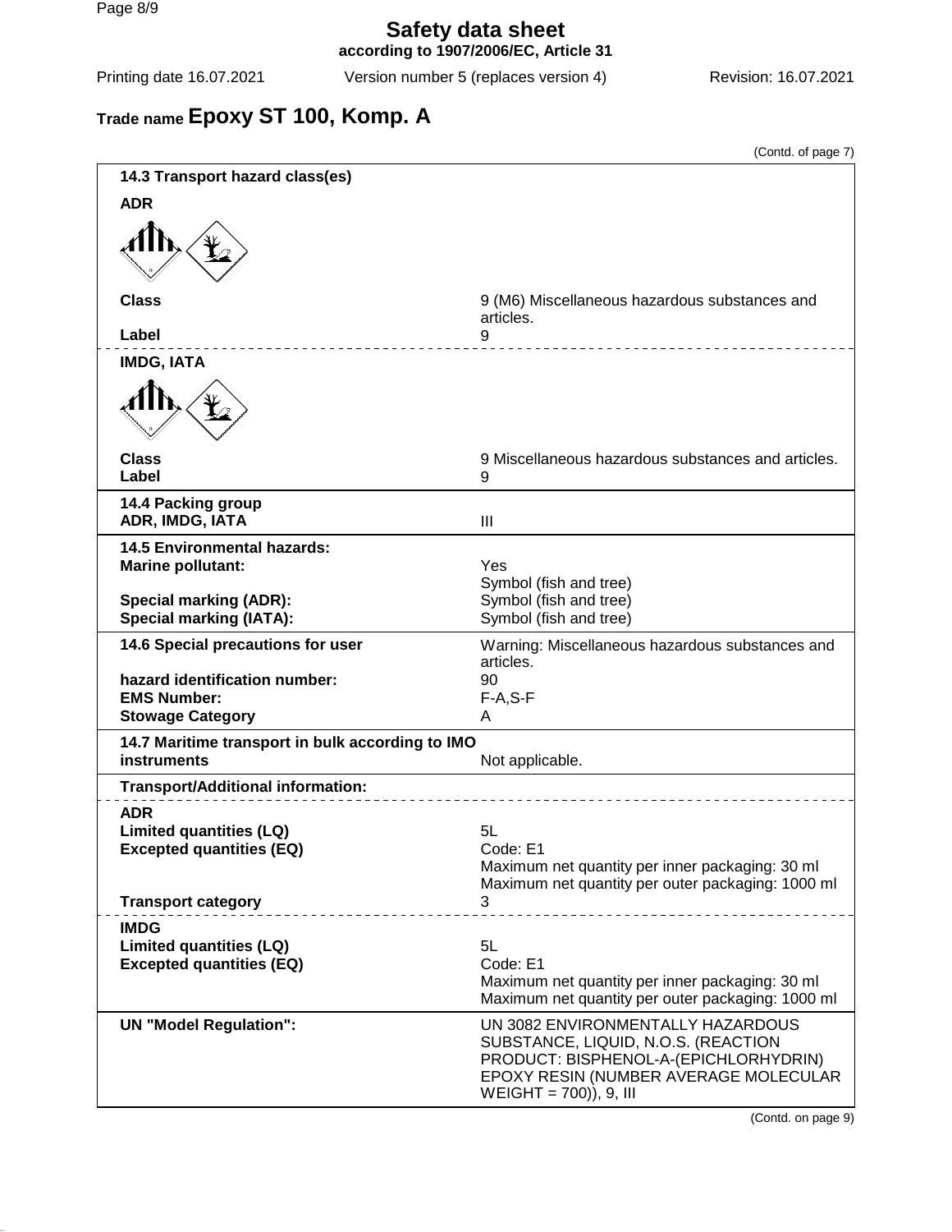# Safety data sheet

**according to 1907/2006/EC, Article 31**

Printing date 16.07.2021 Version number 5 (replaces version 4) Revision: 16.07.2021

## Trade name Epoxy ST 100, Komp. A

(Contd. of page 7)

### 14.3 Transport hazard class(es)

**ADR**

| | |
|---|---|
| **Class** | 9 (M6) Miscellaneous hazardous substances and articles. |
| **Label** | 9 |

**IMDG, IATA**

| | |
|---|---|
| **Class** | 9 Miscellaneous hazardous substances and articles. |
| **Label** | 9 |

### 14.4 Packing group

| | |
|---|---|
| **ADR, IMDG, IATA** | III |

### 14.5 Environmental hazards:

| | |
|---|---|
| **Marine pollutant:** | Yes<br>Symbol (fish and tree) |
| **Special marking (ADR):** | Symbol (fish and tree) |
| **Special marking (IATA):** | Symbol (fish and tree) |

### 14.6 Special precautions for user

| | |
|---|---|
| **14.6 Special precautions for user** | Warning: Miscellaneous hazardous substances and articles. |
| **hazard identification number:** | 90 |
| **EMS Number:** | F-A,S-F |
| **Stowage Category** | A |

### 14.7 Maritime transport in bulk according to IMO instruments

Not applicable.

### Transport/Additional information:

**ADR**

| | |
|---|---|
| **Limited quantities (LQ)** | 5L |
| **Excepted quantities (EQ)** | Code: E1<br>Maximum net quantity per inner packaging: 30 ml<br>Maximum net quantity per outer packaging: 1000 ml |
| **Transport category** | 3 |

**IMDG**

| | |
|---|---|
| **Limited quantities (LQ)** | 5L |
| **Excepted quantities (EQ)** | Code: E1<br>Maximum net quantity per inner packaging: 30 ml<br>Maximum net quantity per outer packaging: 1000 ml |

| | |
|---|---|
| **UN "Model Regulation":** | UN 3082 ENVIRONMENTALLY HAZARDOUS SUBSTANCE, LIQUID, N.O.S. (REACTION PRODUCT: BISPHENOL-A-(EPICHLORHYDRIN) EPOXY RESIN (NUMBER AVERAGE MOLECULAR WEIGHT = 700)), 9, III |

(Contd. on page 9)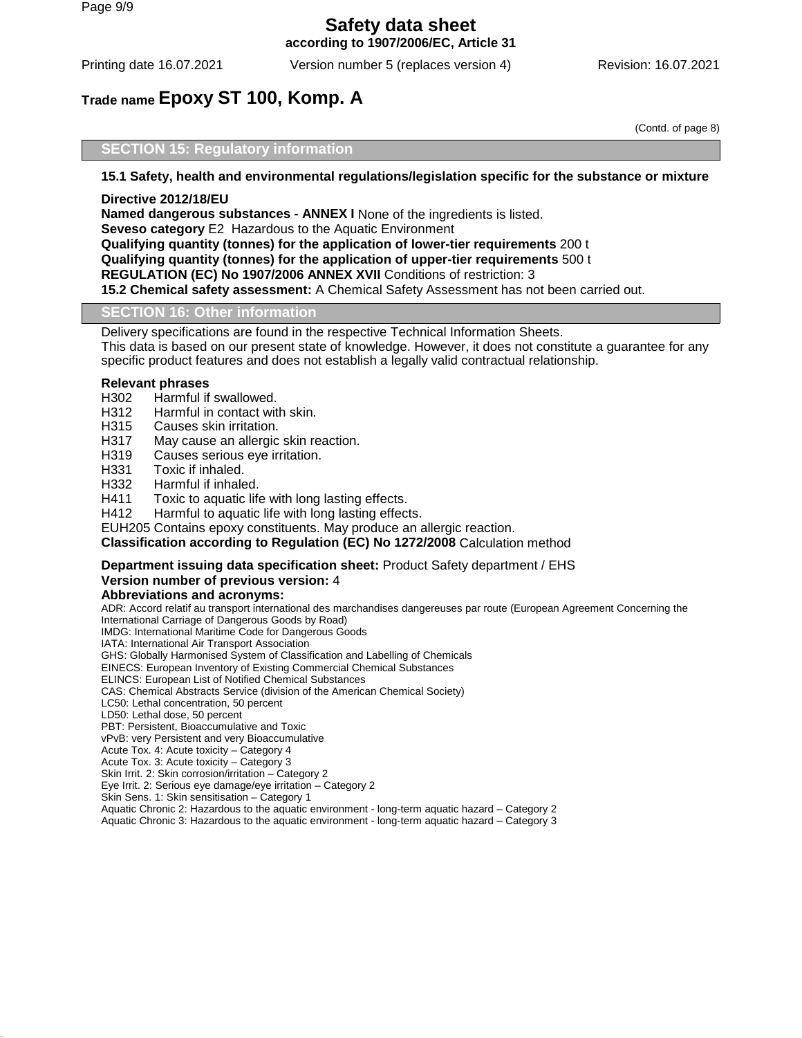# Safety data sheet

**according to 1907/2006/EC, Article 31**

Printing date 16.07.2021 Version number 5 (replaces version 4) Revision: 16.07.2021

## Trade name Epoxy ST 100, Komp. A

(Contd. of page 8)

## SECTION 15: Regulatory information

**15.1 Safety, health and environmental regulations/legislation specific for the substance or mixture**

**Directive 2012/18/EU**
**Named dangerous substances - ANNEX I** None of the ingredients is listed.
**Seveso category** E2 Hazardous to the Aquatic Environment
**Qualifying quantity (tonnes) for the application of lower-tier requirements** 200 t
**Qualifying quantity (tonnes) for the application of upper-tier requirements** 500 t
**REGULATION (EC) No 1907/2006 ANNEX XVII** Conditions of restriction: 3
**15.2 Chemical safety assessment:** A Chemical Safety Assessment has not been carried out.

## SECTION 16: Other information

Delivery specifications are found in the respective Technical Information Sheets.
This data is based on our present state of knowledge. However, it does not constitute a guarantee for any specific product features and does not establish a legally valid contractual relationship.

**Relevant phrases**
H302 Harmful if swallowed.
H312 Harmful in contact with skin.
H315 Causes skin irritation.
H317 May cause an allergic skin reaction.
H319 Causes serious eye irritation.
H331 Toxic if inhaled.
H332 Harmful if inhaled.
H411 Toxic to aquatic life with long lasting effects.
H412 Harmful to aquatic life with long lasting effects.
EUH205 Contains epoxy constituents. May produce an allergic reaction.
**Classification according to Regulation (EC) No 1272/2008** Calculation method

**Department issuing data specification sheet:** Product Safety department / EHS
**Version number of previous version:** 4
**Abbreviations and acronyms:**
ADR: Accord relatif au transport international des marchandises dangereuses par route (European Agreement Concerning the International Carriage of Dangerous Goods by Road)
IMDG: International Maritime Code for Dangerous Goods
IATA: International Air Transport Association
GHS: Globally Harmonised System of Classification and Labelling of Chemicals
EINECS: European Inventory of Existing Commercial Chemical Substances
ELINCS: European List of Notified Chemical Substances
CAS: Chemical Abstracts Service (division of the American Chemical Society)
LC50: Lethal concentration, 50 percent
LD50: Lethal dose, 50 percent
PBT: Persistent, Bioaccumulative and Toxic
vPvB: very Persistent and very Bioaccumulative
Acute Tox. 4: Acute toxicity – Category 4
Acute Tox. 3: Acute toxicity – Category 3
Skin Irrit. 2: Skin corrosion/irritation – Category 2
Eye Irrit. 2: Serious eye damage/eye irritation – Category 2
Skin Sens. 1: Skin sensitisation – Category 1
Aquatic Chronic 2: Hazardous to the aquatic environment - long-term aquatic hazard – Category 2
Aquatic Chronic 3: Hazardous to the aquatic environment - long-term aquatic hazard – Category 3